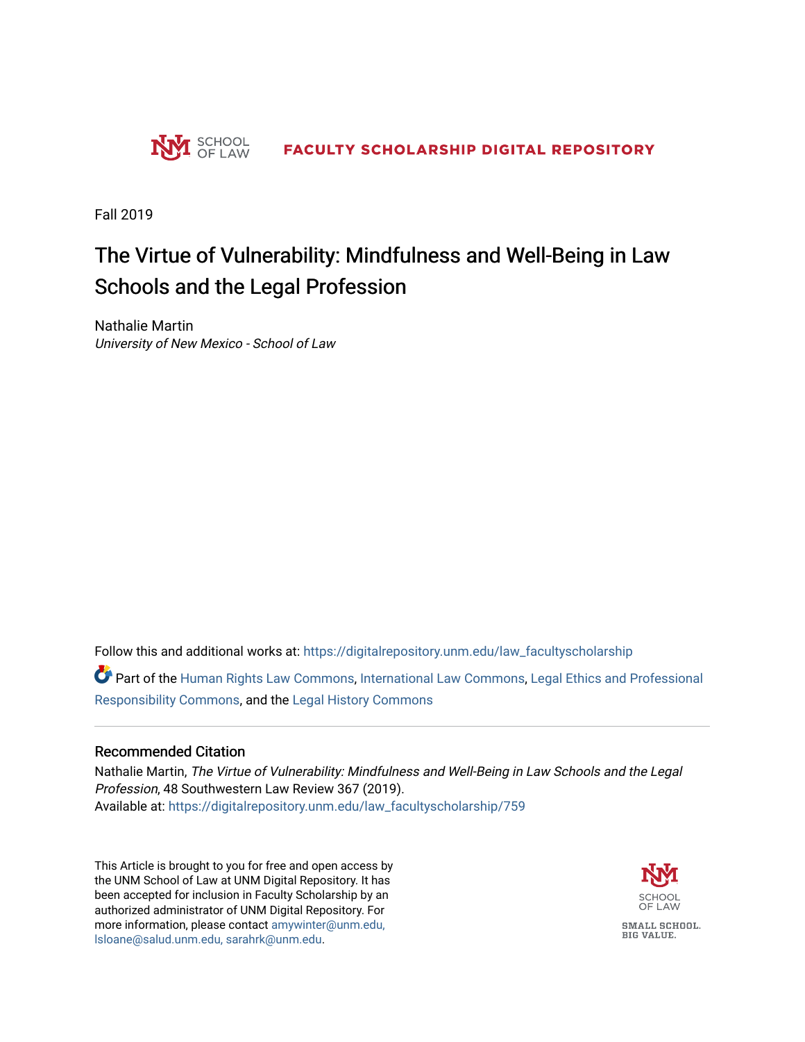SCHOOL OF LAW

**FACULTY SCHOLARSHIP DIGITAL REPOSITORY**

Fall 2019

# The Virtue of Vulnerability: Mindfulness and Well-Being in Law Schools and the Legal Profession

Nathalie Martin
*University of New Mexico - School of Law*

Follow this and additional works at: https://digitalrepository.unm.edu/law_facultyscholarship

Part of the Human Rights Law Commons, International Law Commons, Legal Ethics and Professional Responsibility Commons, and the Legal History Commons

## Recommended Citation

Nathalie Martin, *The Virtue of Vulnerability: Mindfulness and Well-Being in Law Schools and the Legal Profession*, 48 Southwestern Law Review 367 (2019).
Available at: https://digitalrepository.unm.edu/law_facultyscholarship/759

This Article is brought to you for free and open access by the UNM School of Law at UNM Digital Repository. It has been accepted for inclusion in Faculty Scholarship by an authorized administrator of UNM Digital Repository. For more information, please contact amywinter@unm.edu, lsloane@salud.unm.edu, sarahrk@unm.edu.

SCHOOL OF LAW

SMALL SCHOOL. BIG VALUE.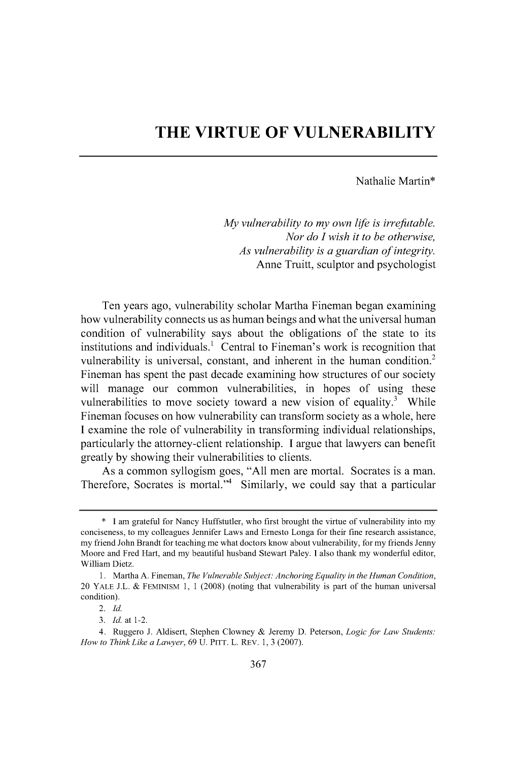# THE VIRTUE OF VULNERABILITY

Nathalie Martin*

*My vulnerability to my own life is irrefutable.*
*Nor do I wish it to be otherwise,*
*As vulnerability is a guardian of integrity.*
Anne Truitt, sculptor and psychologist

Ten years ago, vulnerability scholar Martha Fineman began examining how vulnerability connects us as human beings and what the universal human condition of vulnerability says about the obligations of the state to its institutions and individuals.[1] Central to Fineman's work is recognition that vulnerability is universal, constant, and inherent in the human condition.[2] Fineman has spent the past decade examining how structures of our society will manage our common vulnerabilities, in hopes of using these vulnerabilities to move society toward a new vision of equality.[3] While Fineman focuses on how vulnerability can transform society as a whole, here I examine the role of vulnerability in transforming individual relationships, particularly the attorney-client relationship. I argue that lawyers can benefit greatly by showing their vulnerabilities to clients.

As a common syllogism goes, "All men are mortal. Socrates is a man. Therefore, Socrates is mortal."[4] Similarly, we could say that a particular

---

\* I am grateful for Nancy Huffstutler, who first brought the virtue of vulnerability into my conciseness, to my colleagues Jennifer Laws and Ernesto Longa for their fine research assistance, my friend John Brandt for teaching me what doctors know about vulnerability, for my friends Jenny Moore and Fred Hart, and my beautiful husband Stewart Paley. I also thank my wonderful editor, William Dietz.

1. Martha A. Fineman, *The Vulnerable Subject: Anchoring Equality in the Human Condition*, 20 YALE J.L. & FEMINISM 1, 1 (2008) (noting that vulnerability is part of the human universal condition).

2. *Id.*

3. *Id.* at 1-2.

4. Ruggero J. Aldisert, Stephen Clowney & Jeremy D. Peterson, *Logic for Law Students: How to Think Like a Lawyer*, 69 U. PITT. L. REV. 1, 3 (2007).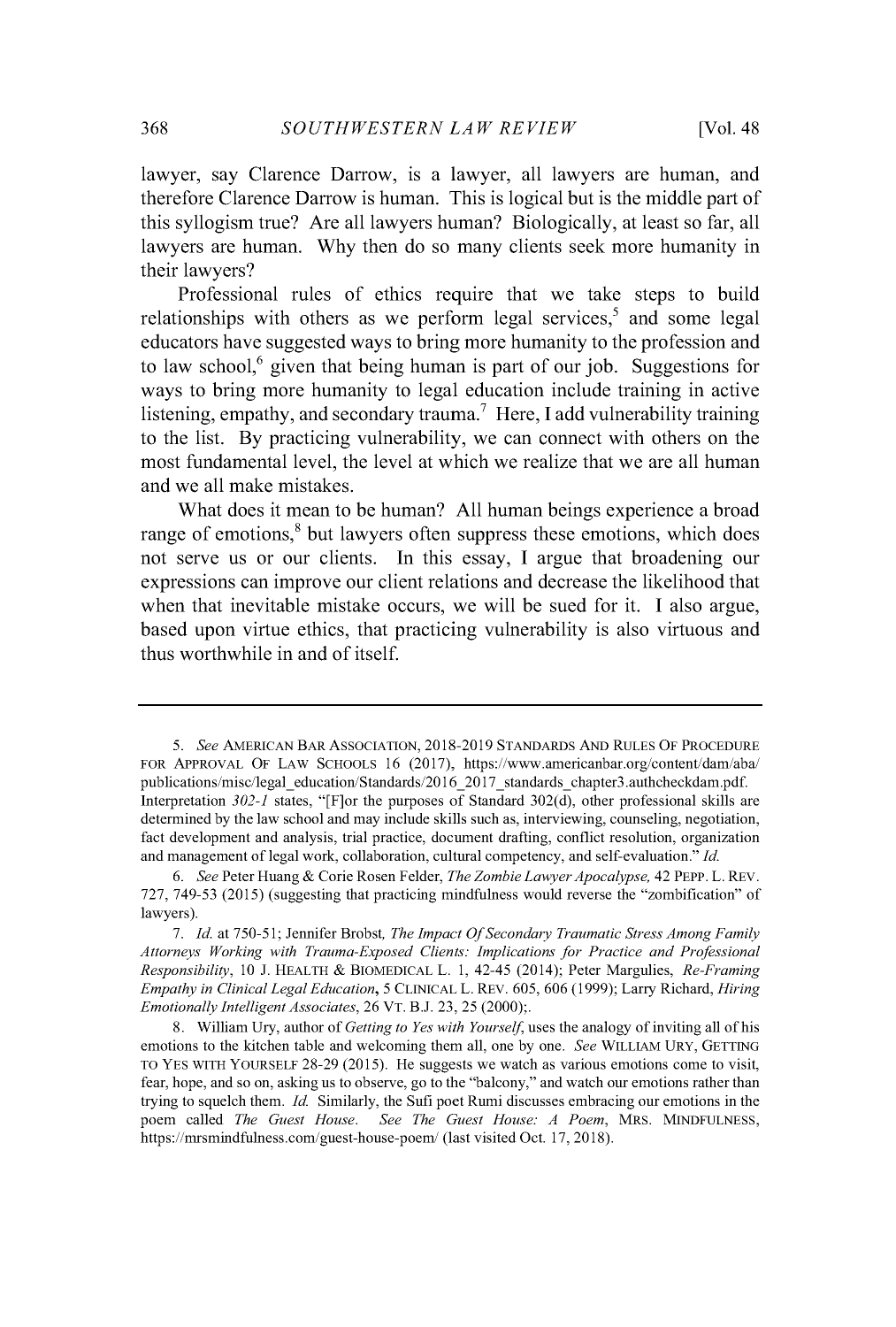lawyer, say Clarence Darrow, is a lawyer, all lawyers are human, and therefore Clarence Darrow is human. This is logical but is the middle part of this syllogism true? Are all lawyers human? Biologically, at least so far, all lawyers are human. Why then do so many clients seek more humanity in their lawyers?

Professional rules of ethics require that we take steps to build relationships with others as we perform legal services,[5] and some legal educators have suggested ways to bring more humanity to the profession and to law school,[6] given that being human is part of our job. Suggestions for ways to bring more humanity to legal education include training in active listening, empathy, and secondary trauma.[7] Here, I add vulnerability training to the list. By practicing vulnerability, we can connect with others on the most fundamental level, the level at which we realize that we are all human and we all make mistakes.

What does it mean to be human? All human beings experience a broad range of emotions,[8] but lawyers often suppress these emotions, which does not serve us or our clients. In this essay, I argue that broadening our expressions can improve our client relations and decrease the likelihood that when that inevitable mistake occurs, we will be sued for it. I also argue, based upon virtue ethics, that practicing vulnerability is also virtuous and thus worthwhile in and of itself.

---

5. *See* AMERICAN BAR ASSOCIATION, 2018-2019 STANDARDS AND RULES OF PROCEDURE FOR APPROVAL OF LAW SCHOOLS 16 (2017), https://www.americanbar.org/content/dam/aba/publications/misc/legal_education/Standards/2016_2017_standards_chapter3.authcheckdam.pdf. Interpretation *302-1* states, "[F]or the purposes of Standard 302(d), other professional skills are determined by the law school and may include skills such as, interviewing, counseling, negotiation, fact development and analysis, trial practice, document drafting, conflict resolution, organization and management of legal work, collaboration, cultural competency, and self-evaluation." *Id.*

6. *See* Peter Huang & Corie Rosen Felder, *The Zombie Lawyer Apocalypse*, 42 PEPP. L. REV. 727, 749-53 (2015) (suggesting that practicing mindfulness would reverse the "zombification" of lawyers).

7. *Id.* at 750-51; Jennifer Brobst, *The Impact Of Secondary Traumatic Stress Among Family Attorneys Working with Trauma-Exposed Clients: Implications for Practice and Professional Responsibility*, 10 J. HEALTH & BIOMEDICAL L. 1, 42-45 (2014); Peter Margulies, *Re-Framing Empathy in Clinical Legal Education*, 5 CLINICAL L. REV. 605, 606 (1999); Larry Richard, *Hiring Emotionally Intelligent Associates*, 26 VT. B.J. 23, 25 (2000);.

8. William Ury, author of *Getting to Yes with Yourself*, uses the analogy of inviting all of his emotions to the kitchen table and welcoming them all, one by one. *See* WILLIAM URY, GETTING TO YES WITH YOURSELF 28-29 (2015). He suggests we watch as various emotions come to visit, fear, hope, and so on, asking us to observe, go to the "balcony," and watch our emotions rather than trying to squelch them. *Id.* Similarly, the Sufi poet Rumi discusses embracing our emotions in the poem called *The Guest House*. *See The Guest House: A Poem*, MRS. MINDFULNESS, https://mrsmindfulness.com/guest-house-poem/ (last visited Oct. 17, 2018).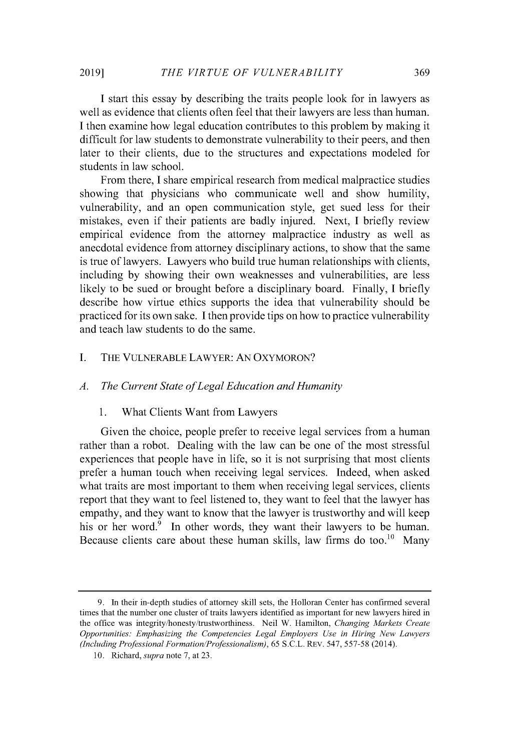I start this essay by describing the traits people look for in lawyers as well as evidence that clients often feel that their lawyers are less than human. I then examine how legal education contributes to this problem by making it difficult for law students to demonstrate vulnerability to their peers, and then later to their clients, due to the structures and expectations modeled for students in law school.

From there, I share empirical research from medical malpractice studies showing that physicians who communicate well and show humility, vulnerability, and an open communication style, get sued less for their mistakes, even if their patients are badly injured. Next, I briefly review empirical evidence from the attorney malpractice industry as well as anecdotal evidence from attorney disciplinary actions, to show that the same is true of lawyers. Lawyers who build true human relationships with clients, including by showing their own weaknesses and vulnerabilities, are less likely to be sued or brought before a disciplinary board. Finally, I briefly describe how virtue ethics supports the idea that vulnerability should be practiced for its own sake. I then provide tips on how to practice vulnerability and teach law students to do the same.

## I. THE VULNERABLE LAWYER: AN OXYMORON?

### A. *The Current State of Legal Education and Humanity*

#### 1. What Clients Want from Lawyers

Given the choice, people prefer to receive legal services from a human rather than a robot. Dealing with the law can be one of the most stressful experiences that people have in life, so it is not surprising that most clients prefer a human touch when receiving legal services. Indeed, when asked what traits are most important to them when receiving legal services, clients report that they want to feel listened to, they want to feel that the lawyer has empathy, and they want to know that the lawyer is trustworthy and will keep his or her word.[9] In other words, they want their lawyers to be human. Because clients care about these human skills, law firms do too.[10] Many

---

9. In their in-depth studies of attorney skill sets, the Holloran Center has confirmed several times that the number one cluster of traits lawyers identified as important for new lawyers hired in the office was integrity/honesty/trustworthiness. Neil W. Hamilton, *Changing Markets Create Opportunities: Emphasizing the Competencies Legal Employers Use in Hiring New Lawyers (Including Professional Formation/Professionalism)*, 65 S.C.L. REV. 547, 557-58 (2014).

10. Richard, *supra* note 7, at 23.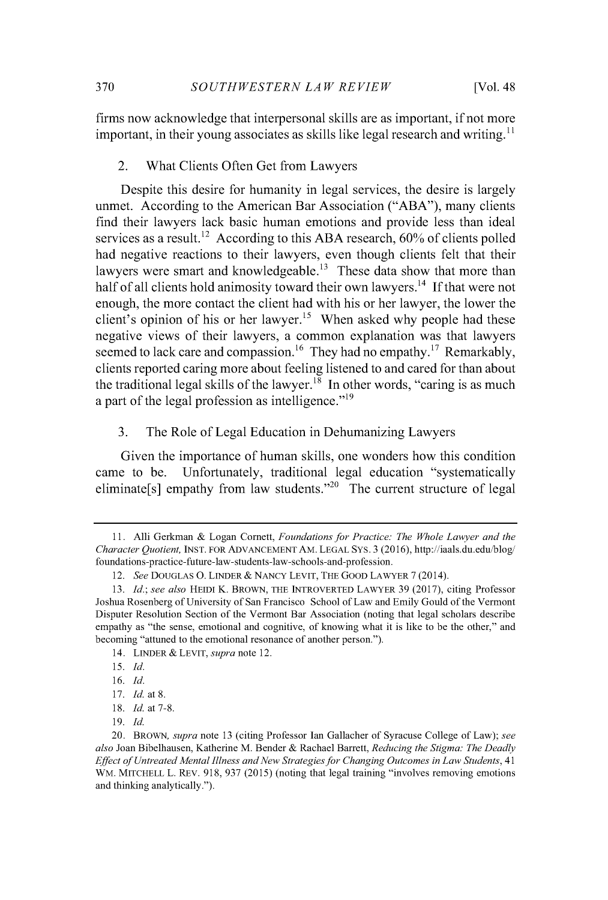firms now acknowledge that interpersonal skills are as important, if not more important, in their young associates as skills like legal research and writing.[11]

### 2. What Clients Often Get from Lawyers

Despite this desire for humanity in legal services, the desire is largely unmet. According to the American Bar Association ("ABA"), many clients find their lawyers lack basic human emotions and provide less than ideal services as a result.[12] According to this ABA research, 60% of clients polled had negative reactions to their lawyers, even though clients felt that their lawyers were smart and knowledgeable.[13] These data show that more than half of all clients hold animosity toward their own lawyers.[14] If that were not enough, the more contact the client had with his or her lawyer, the lower the client's opinion of his or her lawyer.[15] When asked why people had these negative views of their lawyers, a common explanation was that lawyers seemed to lack care and compassion.[16] They had no empathy.[17] Remarkably, clients reported caring more about feeling listened to and cared for than about the traditional legal skills of the lawyer.[18] In other words, "caring is as much a part of the legal profession as intelligence."[19]

### 3. The Role of Legal Education in Dehumanizing Lawyers

Given the importance of human skills, one wonders how this condition came to be. Unfortunately, traditional legal education "systematically eliminate[s] empathy from law students."[20] The current structure of legal

---

11. Alli Gerkman & Logan Cornett, *Foundations for Practice: The Whole Lawyer and the Character Quotient*, INST. FOR ADVANCEMENT AM. LEGAL SYS. 3 (2016), http://iaals.du.edu/blog/foundations-practice-future-law-students-law-schools-and-profession.

12. *See* DOUGLAS O. LINDER & NANCY LEVIT, THE GOOD LAWYER 7 (2014).

13. *Id.*; *see also* HEIDI K. BROWN, THE INTROVERTED LAWYER 39 (2017), citing Professor Joshua Rosenberg of University of San Francisco School of Law and Emily Gould of the Vermont Disputer Resolution Section of the Vermont Bar Association (noting that legal scholars describe empathy as "the sense, emotional and cognitive, of knowing what it is like to be the other," and becoming "attuned to the emotional resonance of another person.").

14. LINDER & LEVIT, *supra* note 12.

15. *Id.*

16. *Id.*

17. *Id.* at 8.

18. *Id.* at 7-8.

19. *Id.*

20. BROWN, *supra* note 13 (citing Professor Ian Gallacher of Syracuse College of Law); *see also* Joan Bibelhausen, Katherine M. Bender & Rachael Barrett, *Reducing the Stigma: The Deadly Effect of Untreated Mental Illness and New Strategies for Changing Outcomes in Law Students*, 41 WM. MITCHELL L. REV. 918, 937 (2015) (noting that legal training "involves removing emotions and thinking analytically.").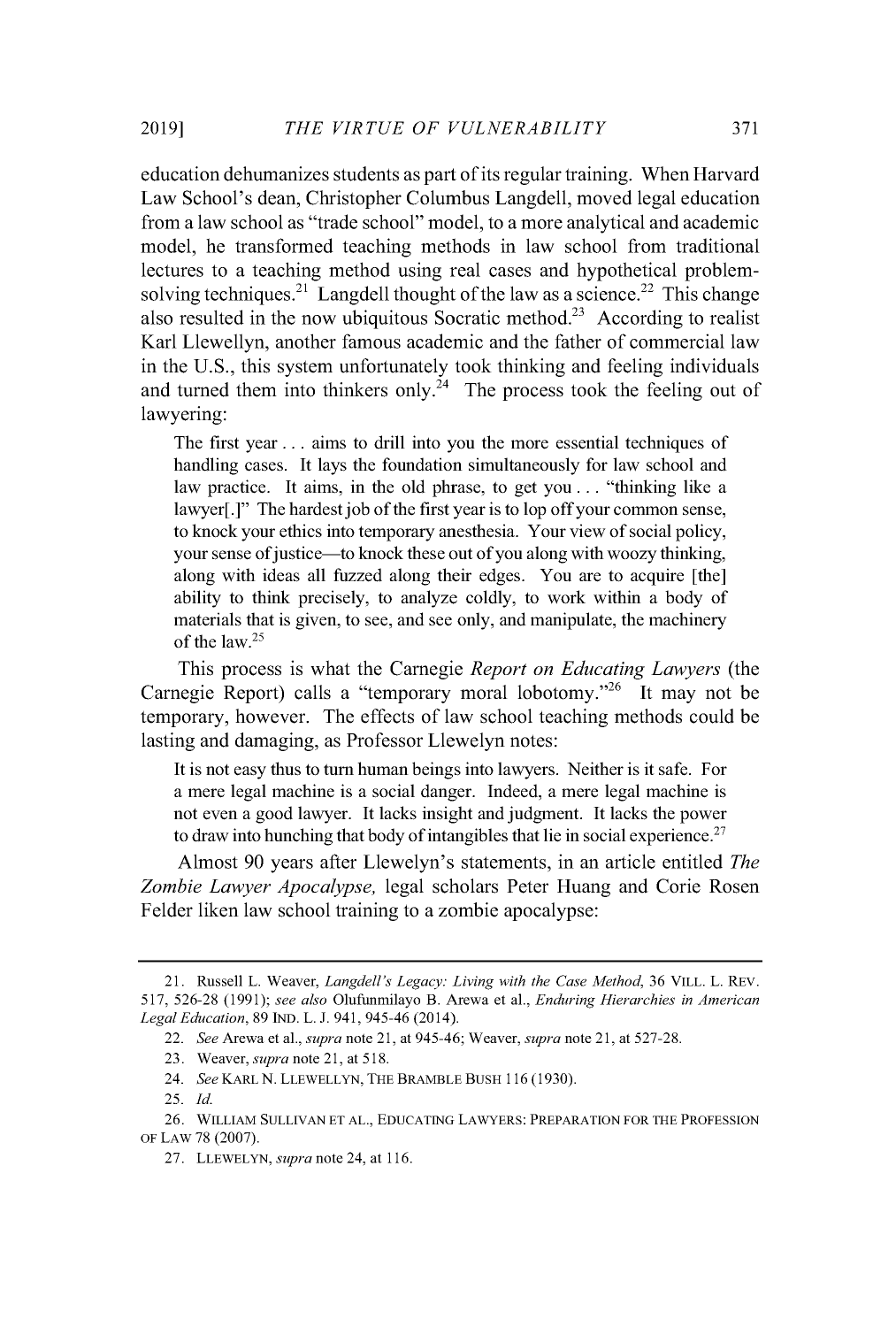education dehumanizes students as part of its regular training. When Harvard Law School's dean, Christopher Columbus Langdell, moved legal education from a law school as "trade school" model, to a more analytical and academic model, he transformed teaching methods in law school from traditional lectures to a teaching method using real cases and hypothetical problem-solving techniques.[21] Langdell thought of the law as a science.[22] This change also resulted in the now ubiquitous Socratic method.[23] According to realist Karl Llewellyn, another famous academic and the father of commercial law in the U.S., this system unfortunately took thinking and feeling individuals and turned them into thinkers only.[24] The process took the feeling out of lawyering:

> The first year . . . aims to drill into you the more essential techniques of handling cases. It lays the foundation simultaneously for law school and law practice. It aims, in the old phrase, to get you . . . "thinking like a lawyer[.]" The hardest job of the first year is to lop off your common sense, to knock your ethics into temporary anesthesia. Your view of social policy, your sense of justice—to knock these out of you along with woozy thinking, along with ideas all fuzzed along their edges. You are to acquire [the] ability to think precisely, to analyze coldly, to work within a body of materials that is given, to see, and see only, and manipulate, the machinery of the law.[25]

This process is what the Carnegie *Report on Educating Lawyers* (the Carnegie Report) calls a "temporary moral lobotomy."[26] It may not be temporary, however. The effects of law school teaching methods could be lasting and damaging, as Professor Llewelyn notes:

> It is not easy thus to turn human beings into lawyers. Neither is it safe. For a mere legal machine is a social danger. Indeed, a mere legal machine is not even a good lawyer. It lacks insight and judgment. It lacks the power to draw into hunching that body of intangibles that lie in social experience.[27]

Almost 90 years after Llewelyn's statements, in an article entitled *The Zombie Lawyer Apocalypse,* legal scholars Peter Huang and Corie Rosen Felder liken law school training to a zombie apocalypse:

---

21. Russell L. Weaver, *Langdell's Legacy: Living with the Case Method*, 36 VILL. L. REV. 517, 526-28 (1991); *see also* Olufunmilayo B. Arewa et al., *Enduring Hierarchies in American Legal Education*, 89 IND. L. J. 941, 945-46 (2014).

22. *See* Arewa et al., *supra* note 21, at 945-46; Weaver, *supra* note 21, at 527-28.

23. Weaver, *supra* note 21, at 518.

24. *See* KARL N. LLEWELLYN, THE BRAMBLE BUSH 116 (1930).

25. *Id.*

26. WILLIAM SULLIVAN ET AL., EDUCATING LAWYERS: PREPARATION FOR THE PROFESSION OF LAW 78 (2007).

27. LLEWELYN, *supra* note 24, at 116.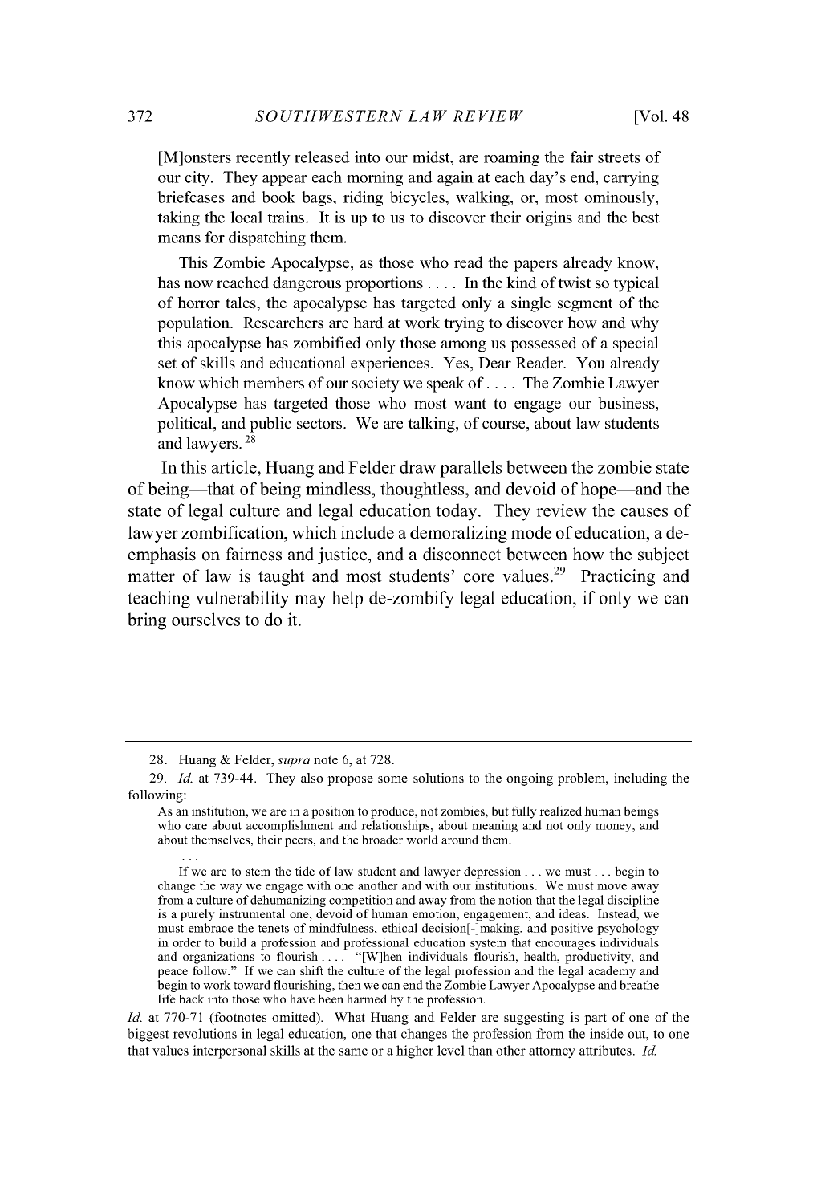> [M]onsters recently released into our midst, are roaming the fair streets of our city. They appear each morning and again at each day's end, carrying briefcases and book bags, riding bicycles, walking, or, most ominously, taking the local trains. It is up to us to discover their origins and the best means for dispatching them.
>
> This Zombie Apocalypse, as those who read the papers already know, has now reached dangerous proportions . . . . In the kind of twist so typical of horror tales, the apocalypse has targeted only a single segment of the population. Researchers are hard at work trying to discover how and why this apocalypse has zombified only those among us possessed of a special set of skills and educational experiences. Yes, Dear Reader. You already know which members of our society we speak of . . . . The Zombie Lawyer Apocalypse has targeted those who most want to engage our business, political, and public sectors. We are talking, of course, about law students and lawyers.[28]

In this article, Huang and Felder draw parallels between the zombie state of being—that of being mindless, thoughtless, and devoid of hope—and the state of legal culture and legal education today. They review the causes of lawyer zombification, which include a demoralizing mode of education, a de-emphasis on fairness and justice, and a disconnect between how the subject matter of law is taught and most students' core values.[29] Practicing and teaching vulnerability may help de-zombify legal education, if only we can bring ourselves to do it.

---

28. Huang & Felder, *supra* note 6, at 728.

29. *Id.* at 739-44. They also propose some solutions to the ongoing problem, including the following:

> As an institution, we are in a position to produce, not zombies, but fully realized human beings who care about accomplishment and relationships, about meaning and not only money, and about themselves, their peers, and the broader world around them.
>
> . . .
>
> If we are to stem the tide of law student and lawyer depression . . . we must . . . begin to change the way we engage with one another and with our institutions. We must move away from a culture of dehumanizing competition and away from the notion that the legal discipline is a purely instrumental one, devoid of human emotion, engagement, and ideas. Instead, we must embrace the tenets of mindfulness, ethical decision[-]making, and positive psychology in order to build a profession and professional education system that encourages individuals and organizations to flourish . . . . "[W]hen individuals flourish, health, productivity, and peace follow." If we can shift the culture of the legal profession and the legal academy and begin to work toward flourishing, then we can end the Zombie Lawyer Apocalypse and breathe life back into those who have been harmed by the profession.

*Id.* at 770-71 (footnotes omitted). What Huang and Felder are suggesting is part of one of the biggest revolutions in legal education, one that changes the profession from the inside out, to one that values interpersonal skills at the same or a higher level than other attorney attributes. *Id.*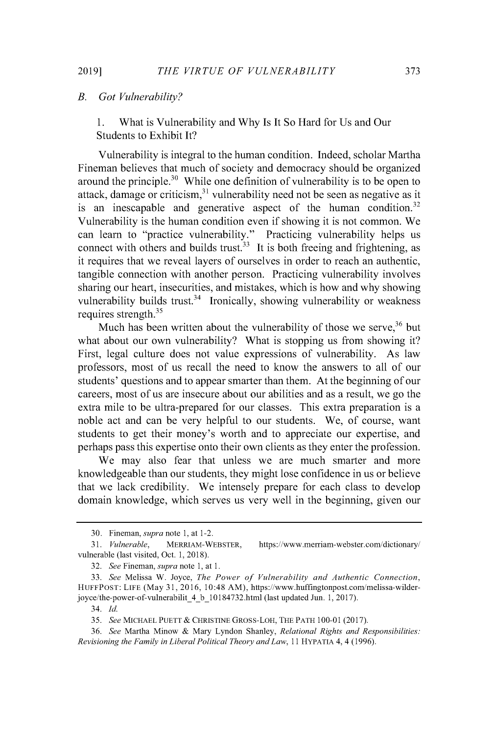### B. *Got Vulnerability?*

#### 1. What is Vulnerability and Why Is It So Hard for Us and Our Students to Exhibit It?

Vulnerability is integral to the human condition. Indeed, scholar Martha Fineman believes that much of society and democracy should be organized around the principle.[30] While one definition of vulnerability is to be open to attack, damage or criticism,[31] vulnerability need not be seen as negative as it is an inescapable and generative aspect of the human condition.[32] Vulnerability is the human condition even if showing it is not common. We can learn to "practice vulnerability." Practicing vulnerability helps us connect with others and builds trust.[33] It is both freeing and frightening, as it requires that we reveal layers of ourselves in order to reach an authentic, tangible connection with another person. Practicing vulnerability involves sharing our heart, insecurities, and mistakes, which is how and why showing vulnerability builds trust.[34] Ironically, showing vulnerability or weakness requires strength.[35]

Much has been written about the vulnerability of those we serve,[36] but what about our own vulnerability? What is stopping us from showing it? First, legal culture does not value expressions of vulnerability. As law professors, most of us recall the need to know the answers to all of our students' questions and to appear smarter than them. At the beginning of our careers, most of us are insecure about our abilities and as a result, we go the extra mile to be ultra-prepared for our classes. This extra preparation is a noble act and can be very helpful to our students. We, of course, want students to get their money's worth and to appreciate our expertise, and perhaps pass this expertise onto their own clients as they enter the profession.

We may also fear that unless we are much smarter and more knowledgeable than our students, they might lose confidence in us or believe that we lack credibility. We intensely prepare for each class to develop domain knowledge, which serves us very well in the beginning, given our

---

30. Fineman, *supra* note 1, at 1-2.

31. *Vulnerable*, MERRIAM-WEBSTER, https://www.merriam-webster.com/dictionary/vulnerable (last visited, Oct. 1, 2018).

32. *See* Fineman, *supra* note 1, at 1.

33. *See* Melissa W. Joyce, *The Power of Vulnerability and Authentic Connection*, HUFFPOST: LIFE (May 31, 2016, 10:48 AM), https://www.huffingtonpost.com/melissa-wilder-joyce/the-power-of-vulnerabilit_4_b_10184732.html (last updated Jun. 1, 2017).

34. *Id.*

35. *See* MICHAEL PUETT & CHRISTINE GROSS-LOH, THE PATH 100-01 (2017).

36. *See* Martha Minow & Mary Lyndon Shanley, *Relational Rights and Responsibilities: Revisioning the Family in Liberal Political Theory and Law*, 11 HYPATIA 4, 4 (1996).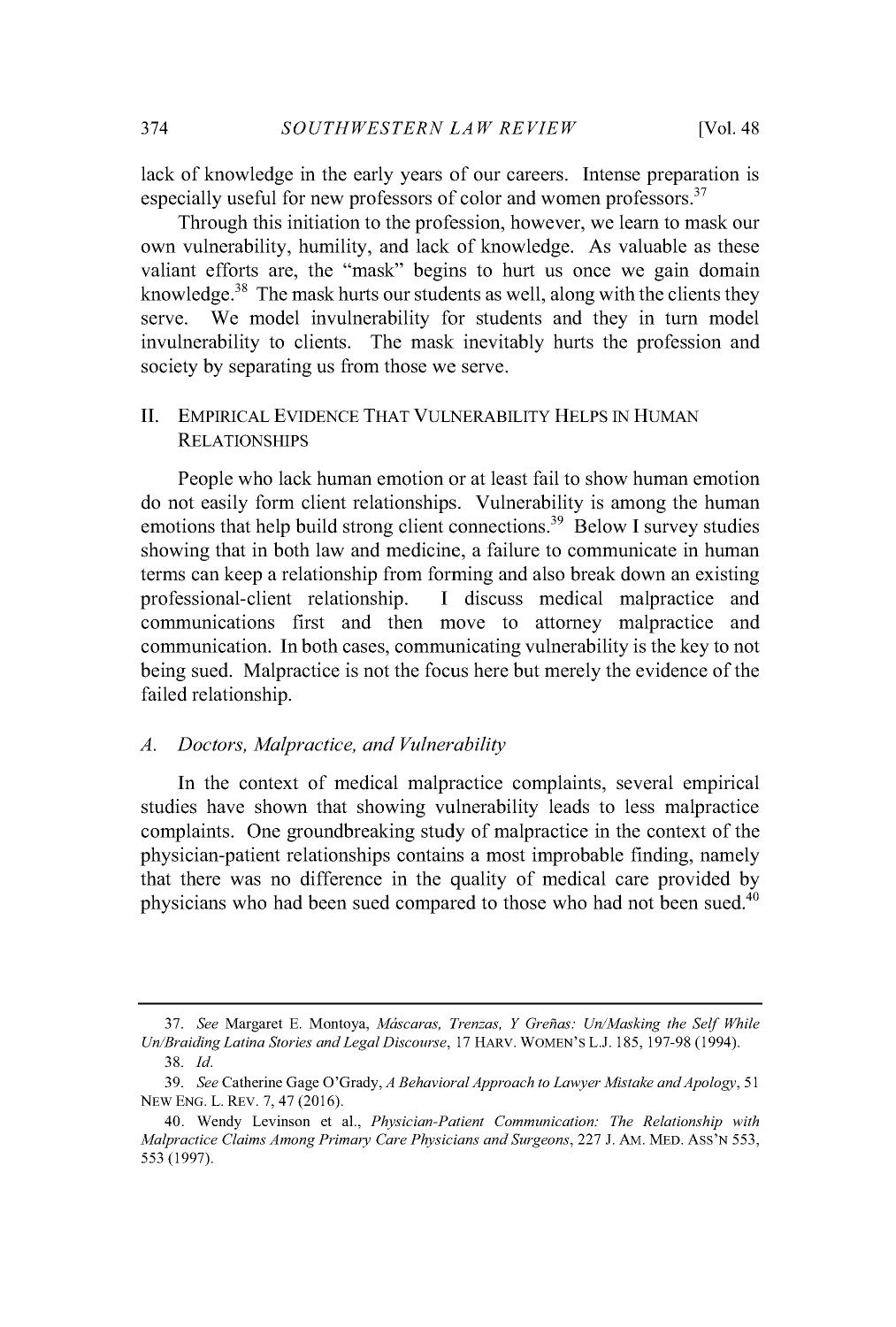lack of knowledge in the early years of our careers. Intense preparation is especially useful for new professors of color and women professors.[37]

Through this initiation to the profession, however, we learn to mask our own vulnerability, humility, and lack of knowledge. As valuable as these valiant efforts are, the "mask" begins to hurt us once we gain domain knowledge.[38] The mask hurts our students as well, along with the clients they serve. We model invulnerability for students and they in turn model invulnerability to clients. The mask inevitably hurts the profession and society by separating us from those we serve.

## II. EMPIRICAL EVIDENCE THAT VULNERABILITY HELPS IN HUMAN RELATIONSHIPS

People who lack human emotion or at least fail to show human emotion do not easily form client relationships. Vulnerability is among the human emotions that help build strong client connections.[39] Below I survey studies showing that in both law and medicine, a failure to communicate in human terms can keep a relationship from forming and also break down an existing professional-client relationship. I discuss medical malpractice and communications first and then move to attorney malpractice and communication. In both cases, communicating vulnerability is the key to not being sued. Malpractice is not the focus here but merely the evidence of the failed relationship.

### *A. Doctors, Malpractice, and Vulnerability*

In the context of medical malpractice complaints, several empirical studies have shown that showing vulnerability leads to less malpractice complaints. One groundbreaking study of malpractice in the context of the physician-patient relationships contains a most improbable finding, namely that there was no difference in the quality of medical care provided by physicians who had been sued compared to those who had not been sued.[40]

---

37. *See* Margaret E. Montoya, *Máscaras, Trenzas, Y Greñas: Un/Masking the Self While Un/Braiding Latina Stories and Legal Discourse*, 17 HARV. WOMEN'S L.J. 185, 197-98 (1994).

38. *Id.*

39. *See* Catherine Gage O'Grady, *A Behavioral Approach to Lawyer Mistake and Apology*, 51 NEW ENG. L. REV. 7, 47 (2016).

40. Wendy Levinson et al., *Physician-Patient Communication: The Relationship with Malpractice Claims Among Primary Care Physicians and Surgeons*, 227 J. AM. MED. ASS'N 553, 553 (1997).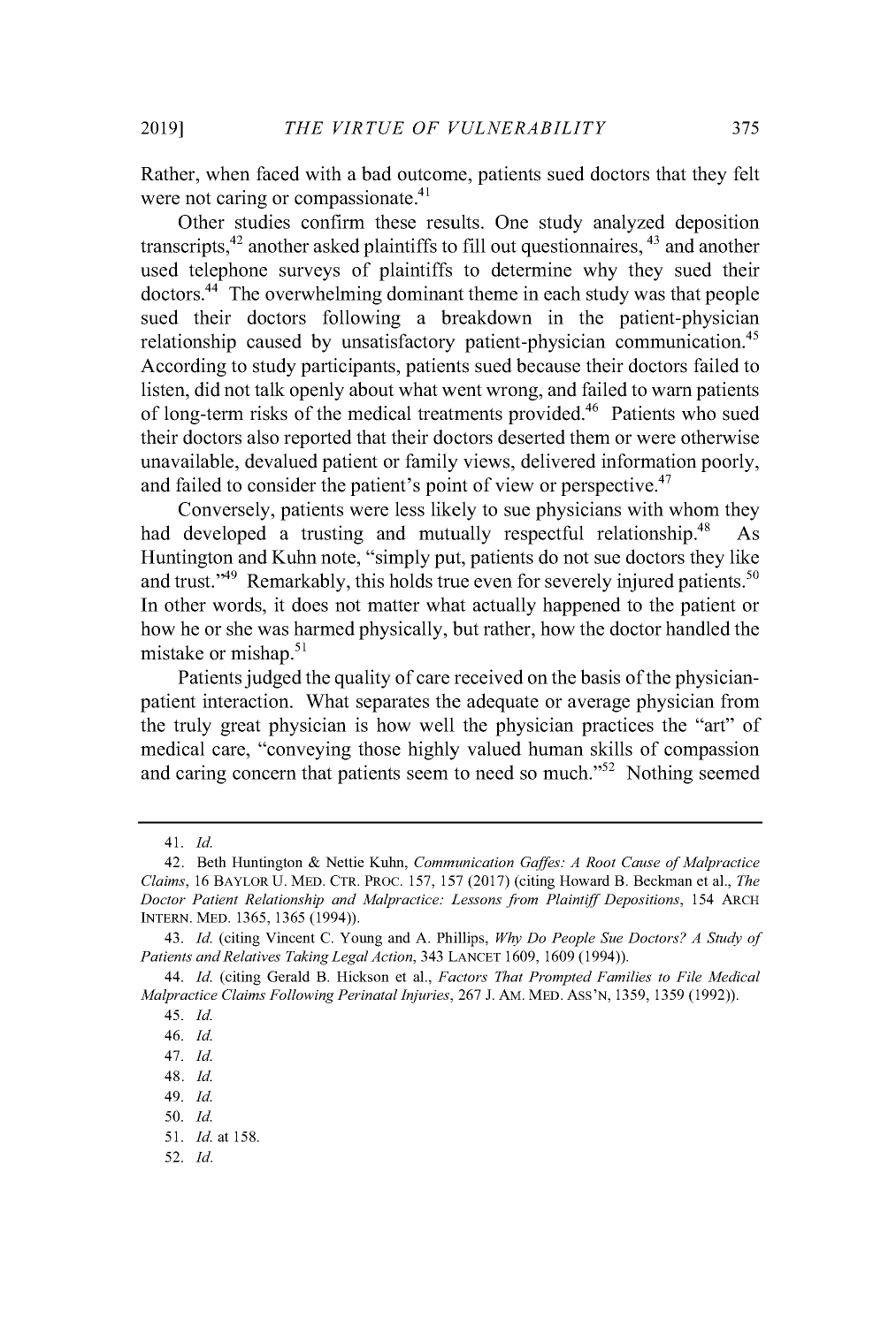Rather, when faced with a bad outcome, patients sued doctors that they felt were not caring or compassionate.[41]

Other studies confirm these results. One study analyzed deposition transcripts,[42] another asked plaintiffs to fill out questionnaires,[43] and another used telephone surveys of plaintiffs to determine why they sued their doctors.[44] The overwhelming dominant theme in each study was that people sued their doctors following a breakdown in the patient-physician relationship caused by unsatisfactory patient-physician communication.[45] According to study participants, patients sued because their doctors failed to listen, did not talk openly about what went wrong, and failed to warn patients of long-term risks of the medical treatments provided.[46] Patients who sued their doctors also reported that their doctors deserted them or were otherwise unavailable, devalued patient or family views, delivered information poorly, and failed to consider the patient's point of view or perspective.[47]

Conversely, patients were less likely to sue physicians with whom they had developed a trusting and mutually respectful relationship.[48] As Huntington and Kuhn note, "simply put, patients do not sue doctors they like and trust."[49] Remarkably, this holds true even for severely injured patients.[50] In other words, it does not matter what actually happened to the patient or how he or she was harmed physically, but rather, how the doctor handled the mistake or mishap.[51]

Patients judged the quality of care received on the basis of the physician-patient interaction. What separates the adequate or average physician from the truly great physician is how well the physician practices the "art" of medical care, "conveying those highly valued human skills of compassion and caring concern that patients seem to need so much."[52] Nothing seemed

---

41. *Id.*

42. Beth Huntington & Nettie Kuhn, *Communication Gaffes: A Root Cause of Malpractice Claims*, 16 BAYLOR U. MED. CTR. PROC. 157, 157 (2017) (citing Howard B. Beckman et al., *The Doctor Patient Relationship and Malpractice: Lessons from Plaintiff Depositions*, 154 ARCH INTERN. MED. 1365, 1365 (1994)).

43. *Id.* (citing Vincent C. Young and A. Phillips, *Why Do People Sue Doctors? A Study of Patients and Relatives Taking Legal Action*, 343 LANCET 1609, 1609 (1994)).

44. *Id.* (citing Gerald B. Hickson et al., *Factors That Prompted Families to File Medical Malpractice Claims Following Perinatal Injuries*, 267 J. AM. MED. ASS'N, 1359, 1359 (1992)).

45. *Id.*

46. *Id.*

47. *Id.*

48. *Id.*

49. *Id.*

50. *Id.*

51. *Id.* at 158.

52. *Id.*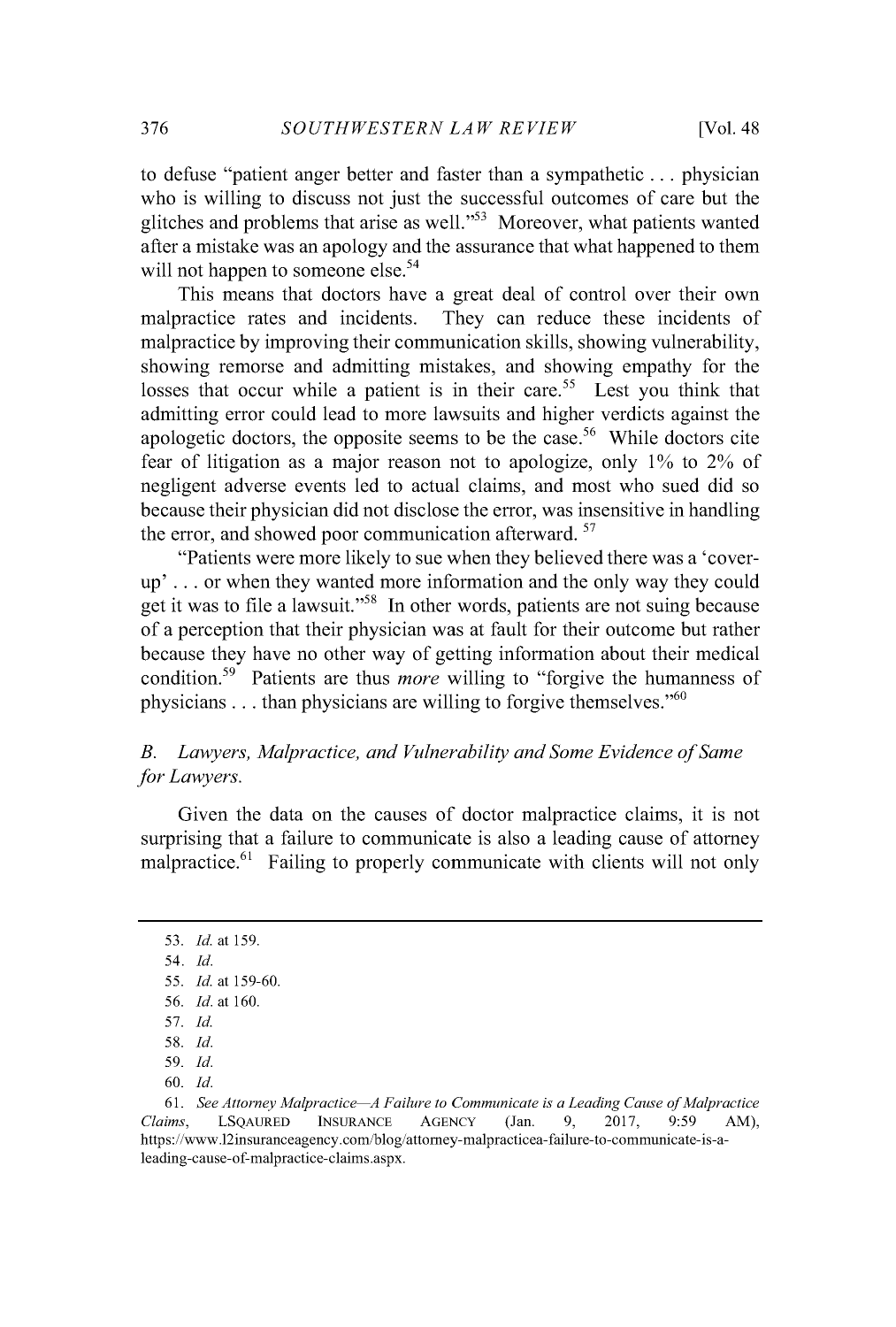to defuse "patient anger better and faster than a sympathetic . . . physician who is willing to discuss not just the successful outcomes of care but the glitches and problems that arise as well."[53] Moreover, what patients wanted after a mistake was an apology and the assurance that what happened to them will not happen to someone else.[54]

This means that doctors have a great deal of control over their own malpractice rates and incidents. They can reduce these incidents of malpractice by improving their communication skills, showing vulnerability, showing remorse and admitting mistakes, and showing empathy for the losses that occur while a patient is in their care.[55] Lest you think that admitting error could lead to more lawsuits and higher verdicts against the apologetic doctors, the opposite seems to be the case.[56] While doctors cite fear of litigation as a major reason not to apologize, only 1% to 2% of negligent adverse events led to actual claims, and most who sued did so because their physician did not disclose the error, was insensitive in handling the error, and showed poor communication afterward.[57]

"Patients were more likely to sue when they believed there was a 'cover-up' . . . or when they wanted more information and the only way they could get it was to file a lawsuit."[58] In other words, patients are not suing because of a perception that their physician was at fault for their outcome but rather because they have no other way of getting information about their medical condition.[59] Patients are thus *more* willing to "forgive the humanness of physicians . . . than physicians are willing to forgive themselves."[60]

### *B. Lawyers, Malpractice, and Vulnerability and Some Evidence of Same for Lawyers.*

Given the data on the causes of doctor malpractice claims, it is not surprising that a failure to communicate is also a leading cause of attorney malpractice.[61] Failing to properly communicate with clients will not only

---

53. *Id.* at 159.

54. *Id.*

55. *Id.* at 159-60.

56. *Id.* at 160.

57. *Id.*

58. *Id.*

59. *Id.*

60. *Id.*

61. *See Attorney Malpractice—A Failure to Communicate is a Leading Cause of Malpractice Claims*, LSQAURED INSURANCE AGENCY (Jan. 9, 2017, 9:59 AM), https://www.l2insuranceagency.com/blog/attorney-malpracticea-failure-to-communicate-is-a-leading-cause-of-malpractice-claims.aspx.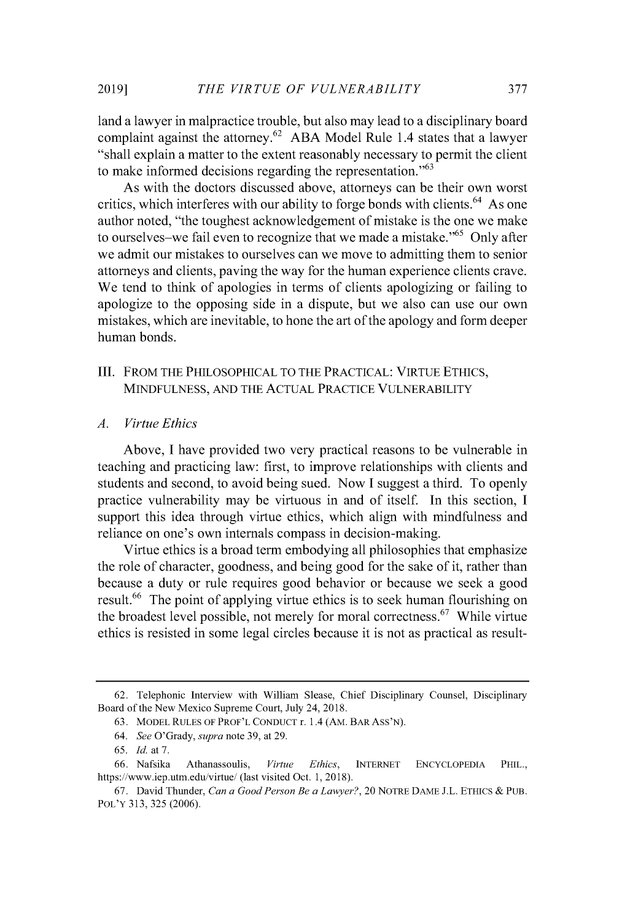land a lawyer in malpractice trouble, but also may lead to a disciplinary board complaint against the attorney.[62] ABA Model Rule 1.4 states that a lawyer "shall explain a matter to the extent reasonably necessary to permit the client to make informed decisions regarding the representation."[63]

As with the doctors discussed above, attorneys can be their own worst critics, which interferes with our ability to forge bonds with clients.[64] As one author noted, "the toughest acknowledgement of mistake is the one we make to ourselves–we fail even to recognize that we made a mistake."[65] Only after we admit our mistakes to ourselves can we move to admitting them to senior attorneys and clients, paving the way for the human experience clients crave. We tend to think of apologies in terms of clients apologizing or failing to apologize to the opposing side in a dispute, but we also can use our own mistakes, which are inevitable, to hone the art of the apology and form deeper human bonds.

## III. FROM THE PHILOSOPHICAL TO THE PRACTICAL: VIRTUE ETHICS, MINDFULNESS, AND THE ACTUAL PRACTICE VULNERABILITY

### A. *Virtue Ethics*

Above, I have provided two very practical reasons to be vulnerable in teaching and practicing law: first, to improve relationships with clients and students and second, to avoid being sued. Now I suggest a third. To openly practice vulnerability may be virtuous in and of itself. In this section, I support this idea through virtue ethics, which align with mindfulness and reliance on one's own internals compass in decision-making.

Virtue ethics is a broad term embodying all philosophies that emphasize the role of character, goodness, and being good for the sake of it, rather than because a duty or rule requires good behavior or because we seek a good result.[66] The point of applying virtue ethics is to seek human flourishing on the broadest level possible, not merely for moral correctness.[67] While virtue ethics is resisted in some legal circles because it is not as practical as result-

---

62. Telephonic Interview with William Slease, Chief Disciplinary Counsel, Disciplinary Board of the New Mexico Supreme Court, July 24, 2018.

63. MODEL RULES OF PROF'L CONDUCT r. 1.4 (AM. BAR ASS'N).

64. *See* O'Grady, *supra* note 39, at 29.

65. *Id.* at 7.

66. Nafsika Athanassoulis, *Virtue Ethics*, INTERNET ENCYCLOPEDIA PHIL., https://www.iep.utm.edu/virtue/ (last visited Oct. 1, 2018).

67. David Thunder, *Can a Good Person Be a Lawyer?*, 20 NOTRE DAME J.L. ETHICS & PUB. POL'Y 313, 325 (2006).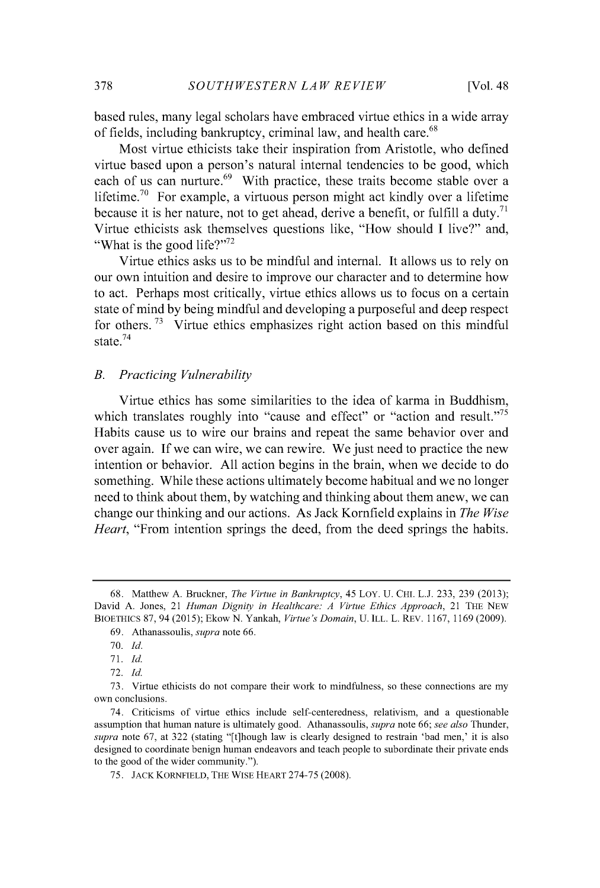based rules, many legal scholars have embraced virtue ethics in a wide array of fields, including bankruptcy, criminal law, and health care.[68]

Most virtue ethicists take their inspiration from Aristotle, who defined virtue based upon a person's natural internal tendencies to be good, which each of us can nurture.[69] With practice, these traits become stable over a lifetime.[70] For example, a virtuous person might act kindly over a lifetime because it is her nature, not to get ahead, derive a benefit, or fulfill a duty.[71] Virtue ethicists ask themselves questions like, "How should I live?" and, "What is the good life?"[72]

Virtue ethics asks us to be mindful and internal. It allows us to rely on our own intuition and desire to improve our character and to determine how to act. Perhaps most critically, virtue ethics allows us to focus on a certain state of mind by being mindful and developing a purposeful and deep respect for others.[73] Virtue ethics emphasizes right action based on this mindful state.[74]

### B. *Practicing Vulnerability*

Virtue ethics has some similarities to the idea of karma in Buddhism, which translates roughly into "cause and effect" or "action and result."[75] Habits cause us to wire our brains and repeat the same behavior over and over again. If we can wire, we can rewire. We just need to practice the new intention or behavior. All action begins in the brain, when we decide to do something. While these actions ultimately become habitual and we no longer need to think about them, by watching and thinking about them anew, we can change our thinking and our actions. As Jack Kornfield explains in *The Wise Heart*, "From intention springs the deed, from the deed springs the habits.

---

68. Matthew A. Bruckner, *The Virtue in Bankruptcy*, 45 LOY. U. CHI. L.J. 233, 239 (2013); David A. Jones, 21 *Human Dignity in Healthcare: A Virtue Ethics Approach*, 21 THE NEW BIOETHICS 87, 94 (2015); Ekow N. Yankah, *Virtue's Domain*, U. ILL. L. REV. 1167, 1169 (2009).

69. Athanassoulis, *supra* note 66.

70. *Id.*

71. *Id.*

72. *Id.*

73. Virtue ethicists do not compare their work to mindfulness, so these connections are my own conclusions.

74. Criticisms of virtue ethics include self-centeredness, relativism, and a questionable assumption that human nature is ultimately good. Athanassoulis, *supra* note 66; *see also* Thunder, *supra* note 67, at 322 (stating "[t]hough law is clearly designed to restrain 'bad men,' it is also designed to coordinate benign human endeavors and teach people to subordinate their private ends to the good of the wider community.").

75. JACK KORNFIELD, THE WISE HEART 274-75 (2008).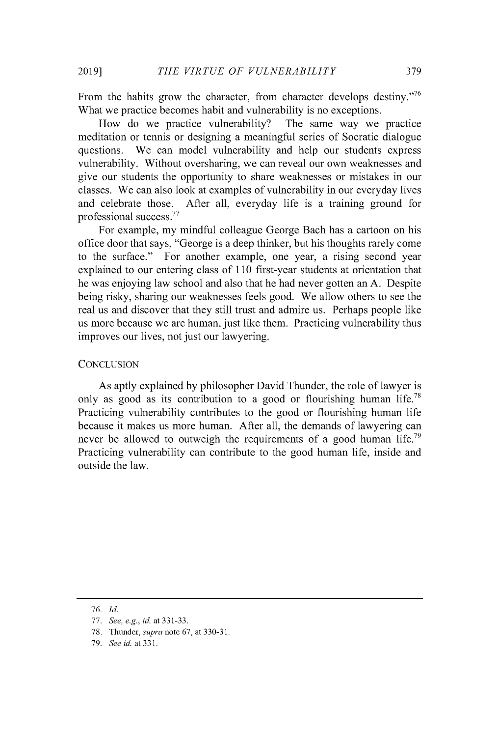From the habits grow the character, from character develops destiny."[76] What we practice becomes habit and vulnerability is no exceptions.

How do we practice vulnerability? The same way we practice meditation or tennis or designing a meaningful series of Socratic dialogue questions. We can model vulnerability and help our students express vulnerability. Without oversharing, we can reveal our own weaknesses and give our students the opportunity to share weaknesses or mistakes in our classes. We can also look at examples of vulnerability in our everyday lives and celebrate those. After all, everyday life is a training ground for professional success.[77]

For example, my mindful colleague George Bach has a cartoon on his office door that says, "George is a deep thinker, but his thoughts rarely come to the surface." For another example, one year, a rising second year explained to our entering class of 110 first-year students at orientation that he was enjoying law school and also that he had never gotten an A. Despite being risky, sharing our weaknesses feels good. We allow others to see the real us and discover that they still trust and admire us. Perhaps people like us more because we are human, just like them. Practicing vulnerability thus improves our lives, not just our lawyering.

## CONCLUSION

As aptly explained by philosopher David Thunder, the role of lawyer is only as good as its contribution to a good or flourishing human life.[78] Practicing vulnerability contributes to the good or flourishing human life because it makes us more human. After all, the demands of lawyering can never be allowed to outweigh the requirements of a good human life.[79] Practicing vulnerability can contribute to the good human life, inside and outside the law.

---

76. *Id.*

77. *See, e.g.*, *id.* at 331-33.

78. Thunder, *supra* note 67, at 330-31.

79. *See id.* at 331.